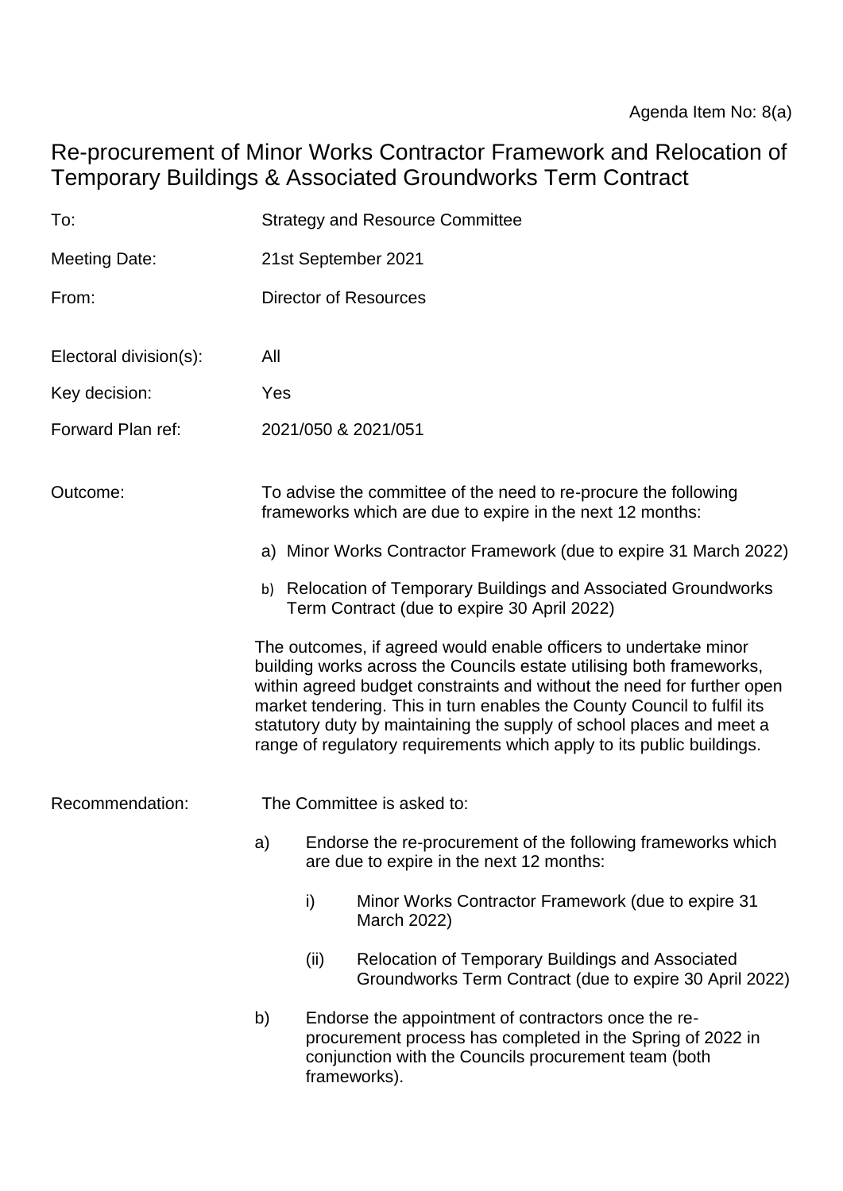Agenda Item No: 8(a)

# Re-procurement of Minor Works Contractor Framework and Relocation of Temporary Buildings & Associated Groundworks Term Contract

| | |
|---|---|
| To: | Strategy and Resource Committee |
| Meeting Date: | 21st September 2021 |
| From: | Director of Resources |
| Electoral division(s): | All |
| Key decision: | Yes |
| Forward Plan ref: | 2021/050 & 2021/051 |

Outcome:

To advise the committee of the need to re-procure the following frameworks which are due to expire in the next 12 months:

a) Minor Works Contractor Framework (due to expire 31 March 2022)

b) Relocation of Temporary Buildings and Associated Groundworks Term Contract (due to expire 30 April 2022)

The outcomes, if agreed would enable officers to undertake minor building works across the Councils estate utilising both frameworks, within agreed budget constraints and without the need for further open market tendering. This in turn enables the County Council to fulfil its statutory duty by maintaining the supply of school places and meet a range of regulatory requirements which apply to its public buildings.

Recommendation:

The Committee is asked to:

a) Endorse the re-procurement of the following frameworks which are due to expire in the next 12 months:

   i) Minor Works Contractor Framework (due to expire 31 March 2022)

   (ii) Relocation of Temporary Buildings and Associated Groundworks Term Contract (due to expire 30 April 2022)

b) Endorse the appointment of contractors once the re-procurement process has completed in the Spring of 2022 in conjunction with the Councils procurement team (both frameworks).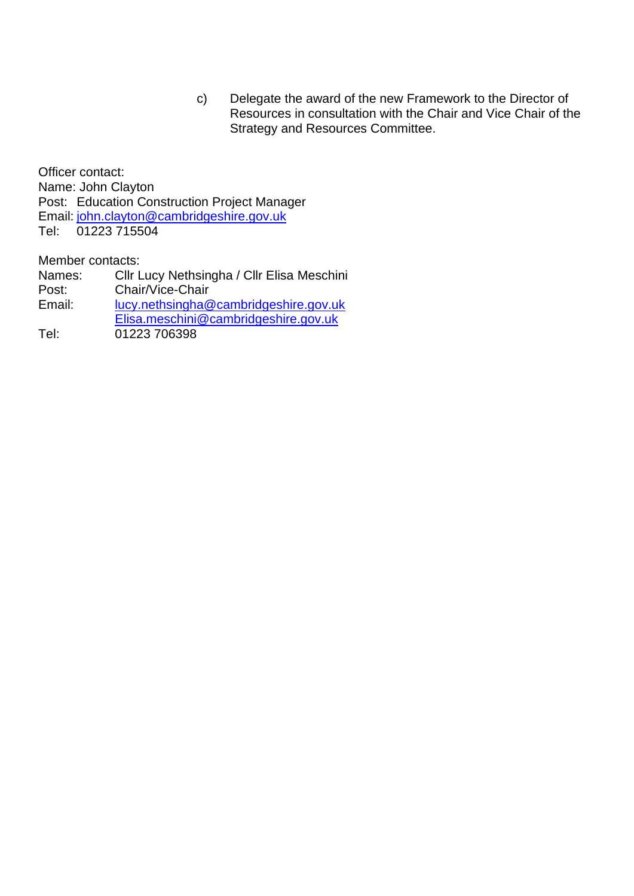c) Delegate the award of the new Framework to the Director of Resources in consultation with the Chair and Vice Chair of the Strategy and Resources Committee.

Officer contact:
Name: John Clayton
Post: Education Construction Project Manager
Email: john.clayton@cambridgeshire.gov.uk
Tel: 01223 715504

Member contacts:
Names: Cllr Lucy Nethsingha / Cllr Elisa Meschini
Post: Chair/Vice-Chair
Email: lucy.nethsingha@cambridgeshire.gov.uk
Elisa.meschini@cambridgeshire.gov.uk
Tel: 01223 706398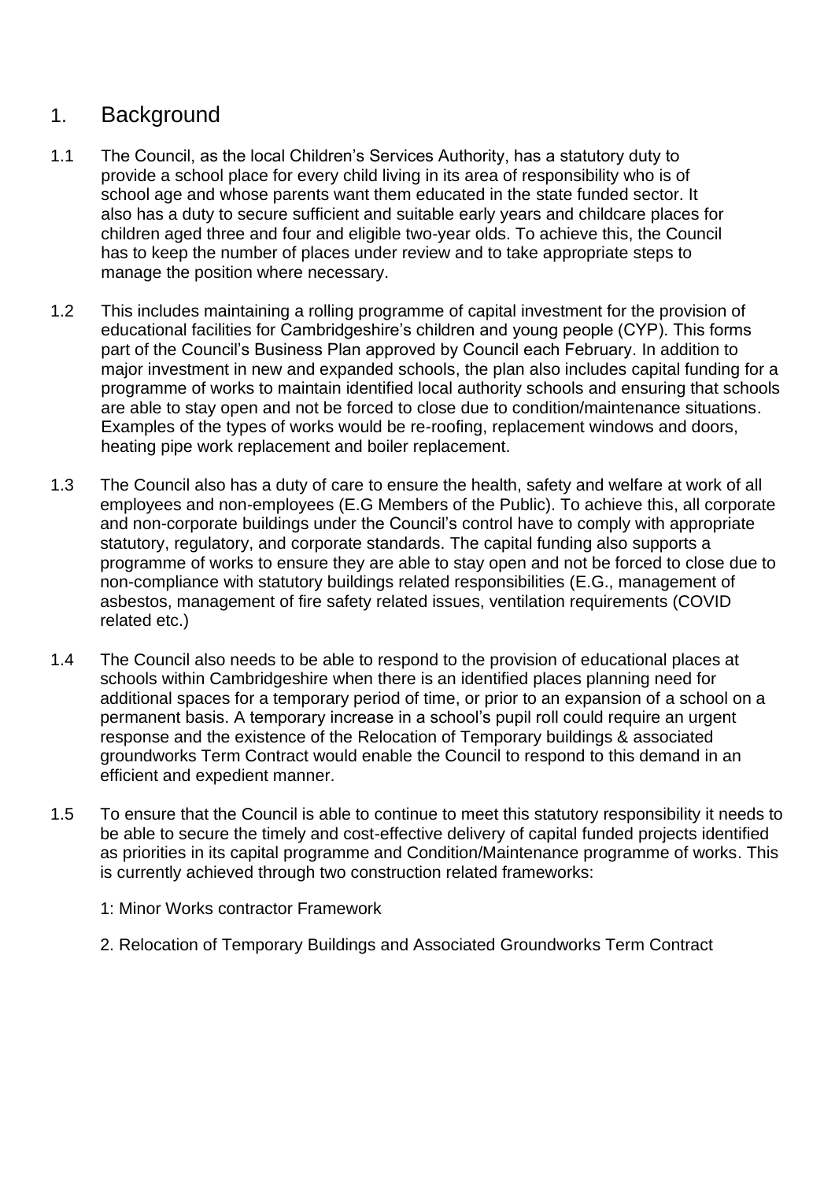## 1. Background

1.1 The Council, as the local Children's Services Authority, has a statutory duty to provide a school place for every child living in its area of responsibility who is of school age and whose parents want them educated in the state funded sector. It also has a duty to secure sufficient and suitable early years and childcare places for children aged three and four and eligible two-year olds. To achieve this, the Council has to keep the number of places under review and to take appropriate steps to manage the position where necessary.

1.2 This includes maintaining a rolling programme of capital investment for the provision of educational facilities for Cambridgeshire's children and young people (CYP). This forms part of the Council's Business Plan approved by Council each February. In addition to major investment in new and expanded schools, the plan also includes capital funding for a programme of works to maintain identified local authority schools and ensuring that schools are able to stay open and not be forced to close due to condition/maintenance situations. Examples of the types of works would be re-roofing, replacement windows and doors, heating pipe work replacement and boiler replacement.

1.3 The Council also has a duty of care to ensure the health, safety and welfare at work of all employees and non-employees (E.G Members of the Public). To achieve this, all corporate and non-corporate buildings under the Council's control have to comply with appropriate statutory, regulatory, and corporate standards. The capital funding also supports a programme of works to ensure they are able to stay open and not be forced to close due to non-compliance with statutory buildings related responsibilities (E.G., management of asbestos, management of fire safety related issues, ventilation requirements (COVID related etc.)

1.4 The Council also needs to be able to respond to the provision of educational places at schools within Cambridgeshire when there is an identified places planning need for additional spaces for a temporary period of time, or prior to an expansion of a school on a permanent basis. A temporary increase in a school's pupil roll could require an urgent response and the existence of the Relocation of Temporary buildings & associated groundworks Term Contract would enable the Council to respond to this demand in an efficient and expedient manner.

1.5 To ensure that the Council is able to continue to meet this statutory responsibility it needs to be able to secure the timely and cost-effective delivery of capital funded projects identified as priorities in its capital programme and Condition/Maintenance programme of works. This is currently achieved through two construction related frameworks:

1: Minor Works contractor Framework

2. Relocation of Temporary Buildings and Associated Groundworks Term Contract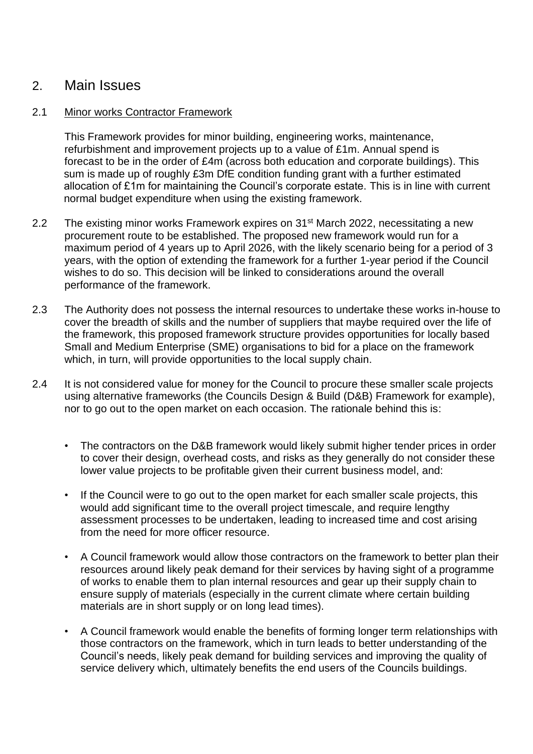## 2. Main Issues

### 2.1 Minor works Contractor Framework

This Framework provides for minor building, engineering works, maintenance, refurbishment and improvement projects up to a value of £1m. Annual spend is forecast to be in the order of £4m (across both education and corporate buildings). This sum is made up of roughly £3m DfE condition funding grant with a further estimated allocation of £1m for maintaining the Council's corporate estate. This is in line with current normal budget expenditure when using the existing framework.

2.2 The existing minor works Framework expires on 31st March 2022, necessitating a new procurement route to be established. The proposed new framework would run for a maximum period of 4 years up to April 2026, with the likely scenario being for a period of 3 years, with the option of extending the framework for a further 1-year period if the Council wishes to do so. This decision will be linked to considerations around the overall performance of the framework.

2.3 The Authority does not possess the internal resources to undertake these works in-house to cover the breadth of skills and the number of suppliers that maybe required over the life of the framework, this proposed framework structure provides opportunities for locally based Small and Medium Enterprise (SME) organisations to bid for a place on the framework which, in turn, will provide opportunities to the local supply chain.

2.4 It is not considered value for money for the Council to procure these smaller scale projects using alternative frameworks (the Councils Design & Build (D&B) Framework for example), nor to go out to the open market on each occasion. The rationale behind this is:

- The contractors on the D&B framework would likely submit higher tender prices in order to cover their design, overhead costs, and risks as they generally do not consider these lower value projects to be profitable given their current business model, and:
- If the Council were to go out to the open market for each smaller scale projects, this would add significant time to the overall project timescale, and require lengthy assessment processes to be undertaken, leading to increased time and cost arising from the need for more officer resource.
- A Council framework would allow those contractors on the framework to better plan their resources around likely peak demand for their services by having sight of a programme of works to enable them to plan internal resources and gear up their supply chain to ensure supply of materials (especially in the current climate where certain building materials are in short supply or on long lead times).
- A Council framework would enable the benefits of forming longer term relationships with those contractors on the framework, which in turn leads to better understanding of the Council's needs, likely peak demand for building services and improving the quality of service delivery which, ultimately benefits the end users of the Councils buildings.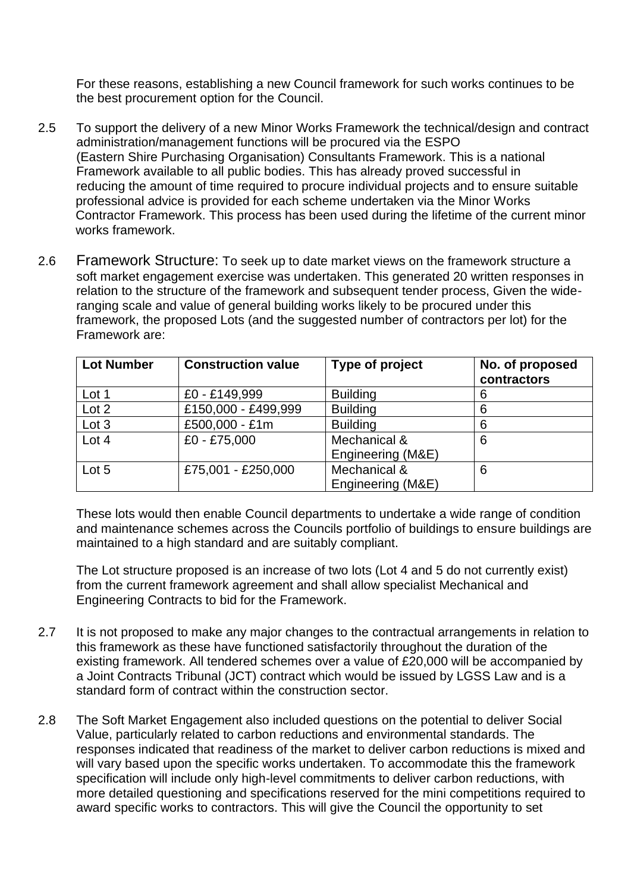For these reasons, establishing a new Council framework for such works continues to be the best procurement option for the Council.

2.5 To support the delivery of a new Minor Works Framework the technical/design and contract administration/management functions will be procured via the ESPO (Eastern Shire Purchasing Organisation) Consultants Framework. This is a national Framework available to all public bodies. This has already proved successful in reducing the amount of time required to procure individual projects and to ensure suitable professional advice is provided for each scheme undertaken via the Minor Works Contractor Framework. This process has been used during the lifetime of the current minor works framework.

2.6 Framework Structure: To seek up to date market views on the framework structure a soft market engagement exercise was undertaken. This generated 20 written responses in relation to the structure of the framework and subsequent tender process, Given the wide-ranging scale and value of general building works likely to be procured under this framework, the proposed Lots (and the suggested number of contractors per lot) for the Framework are:

| Lot Number | Construction value | Type of project | No. of proposed contractors |
|---|---|---|---|
| Lot 1 | £0 - £149,999 | Building | 6 |
| Lot 2 | £150,000 - £499,999 | Building | 6 |
| Lot 3 | £500,000 - £1m | Building | 6 |
| Lot 4 | £0 - £75,000 | Mechanical & Engineering (M&E) | 6 |
| Lot 5 | £75,001 - £250,000 | Mechanical & Engineering (M&E) | 6 |

These lots would then enable Council departments to undertake a wide range of condition and maintenance schemes across the Councils portfolio of buildings to ensure buildings are maintained to a high standard and are suitably compliant.

The Lot structure proposed is an increase of two lots (Lot 4 and 5 do not currently exist) from the current framework agreement and shall allow specialist Mechanical and Engineering Contracts to bid for the Framework.

2.7 It is not proposed to make any major changes to the contractual arrangements in relation to this framework as these have functioned satisfactorily throughout the duration of the existing framework. All tendered schemes over a value of £20,000 will be accompanied by a Joint Contracts Tribunal (JCT) contract which would be issued by LGSS Law and is a standard form of contract within the construction sector.

2.8 The Soft Market Engagement also included questions on the potential to deliver Social Value, particularly related to carbon reductions and environmental standards. The responses indicated that readiness of the market to deliver carbon reductions is mixed and will vary based upon the specific works undertaken. To accommodate this the framework specification will include only high-level commitments to deliver carbon reductions, with more detailed questioning and specifications reserved for the mini competitions required to award specific works to contractors. This will give the Council the opportunity to set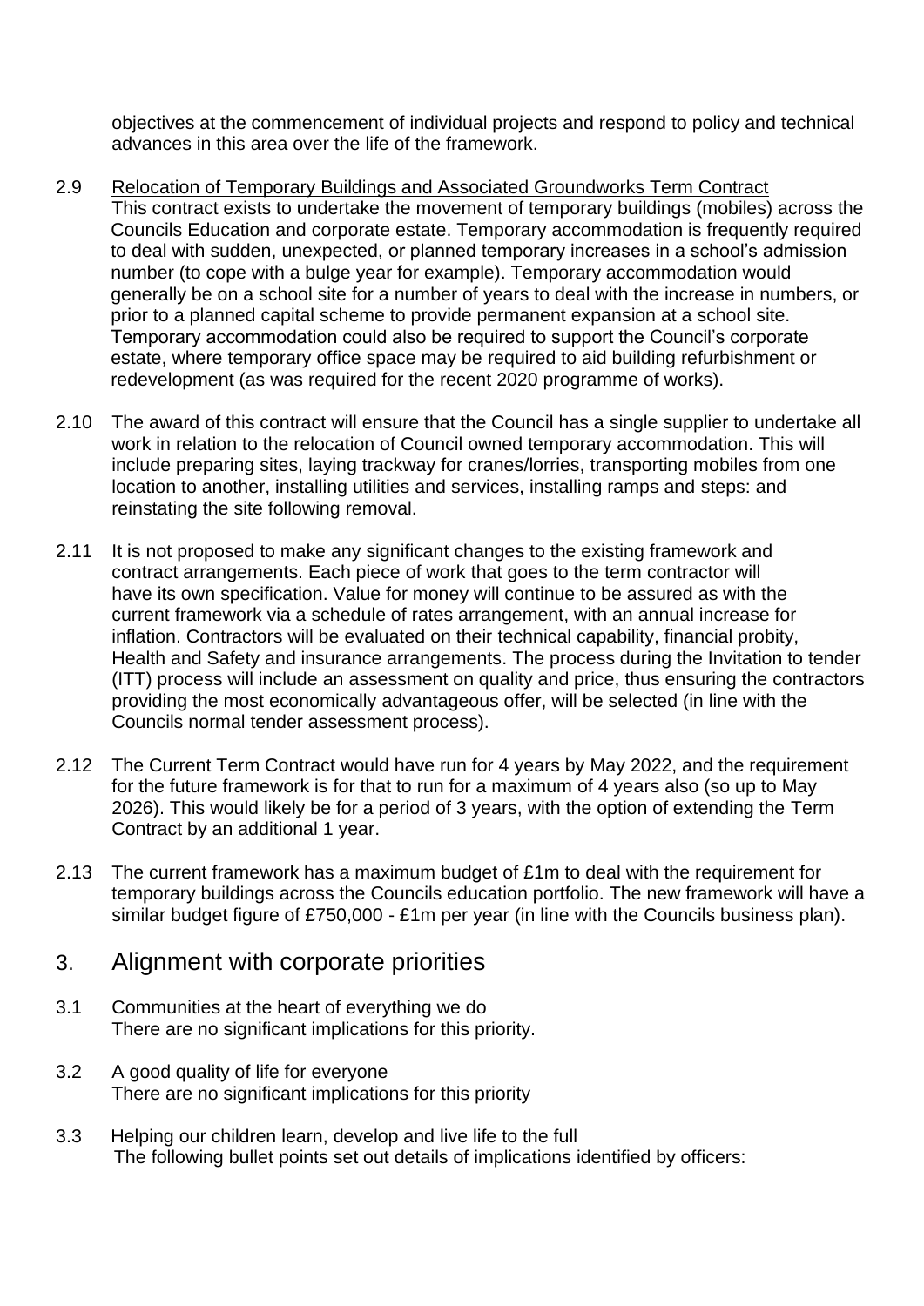objectives at the commencement of individual projects and respond to policy and technical advances in this area over the life of the framework.

2.9 Relocation of Temporary Buildings and Associated Groundworks Term Contract
This contract exists to undertake the movement of temporary buildings (mobiles) across the Councils Education and corporate estate. Temporary accommodation is frequently required to deal with sudden, unexpected, or planned temporary increases in a school's admission number (to cope with a bulge year for example). Temporary accommodation would generally be on a school site for a number of years to deal with the increase in numbers, or prior to a planned capital scheme to provide permanent expansion at a school site. Temporary accommodation could also be required to support the Council's corporate estate, where temporary office space may be required to aid building refurbishment or redevelopment (as was required for the recent 2020 programme of works).

2.10 The award of this contract will ensure that the Council has a single supplier to undertake all work in relation to the relocation of Council owned temporary accommodation. This will include preparing sites, laying trackway for cranes/lorries, transporting mobiles from one location to another, installing utilities and services, installing ramps and steps: and reinstating the site following removal.

2.11 It is not proposed to make any significant changes to the existing framework and contract arrangements. Each piece of work that goes to the term contractor will have its own specification. Value for money will continue to be assured as with the current framework via a schedule of rates arrangement, with an annual increase for inflation. Contractors will be evaluated on their technical capability, financial probity, Health and Safety and insurance arrangements. The process during the Invitation to tender (ITT) process will include an assessment on quality and price, thus ensuring the contractors providing the most economically advantageous offer, will be selected (in line with the Councils normal tender assessment process).

2.12 The Current Term Contract would have run for 4 years by May 2022, and the requirement for the future framework is for that to run for a maximum of 4 years also (so up to May 2026). This would likely be for a period of 3 years, with the option of extending the Term Contract by an additional 1 year.

2.13 The current framework has a maximum budget of £1m to deal with the requirement for temporary buildings across the Councils education portfolio. The new framework will have a similar budget figure of £750,000 - £1m per year (in line with the Councils business plan).

## 3. Alignment with corporate priorities

3.1 Communities at the heart of everything we do
There are no significant implications for this priority.

3.2 A good quality of life for everyone
There are no significant implications for this priority

3.3 Helping our children learn, develop and live life to the full
The following bullet points set out details of implications identified by officers: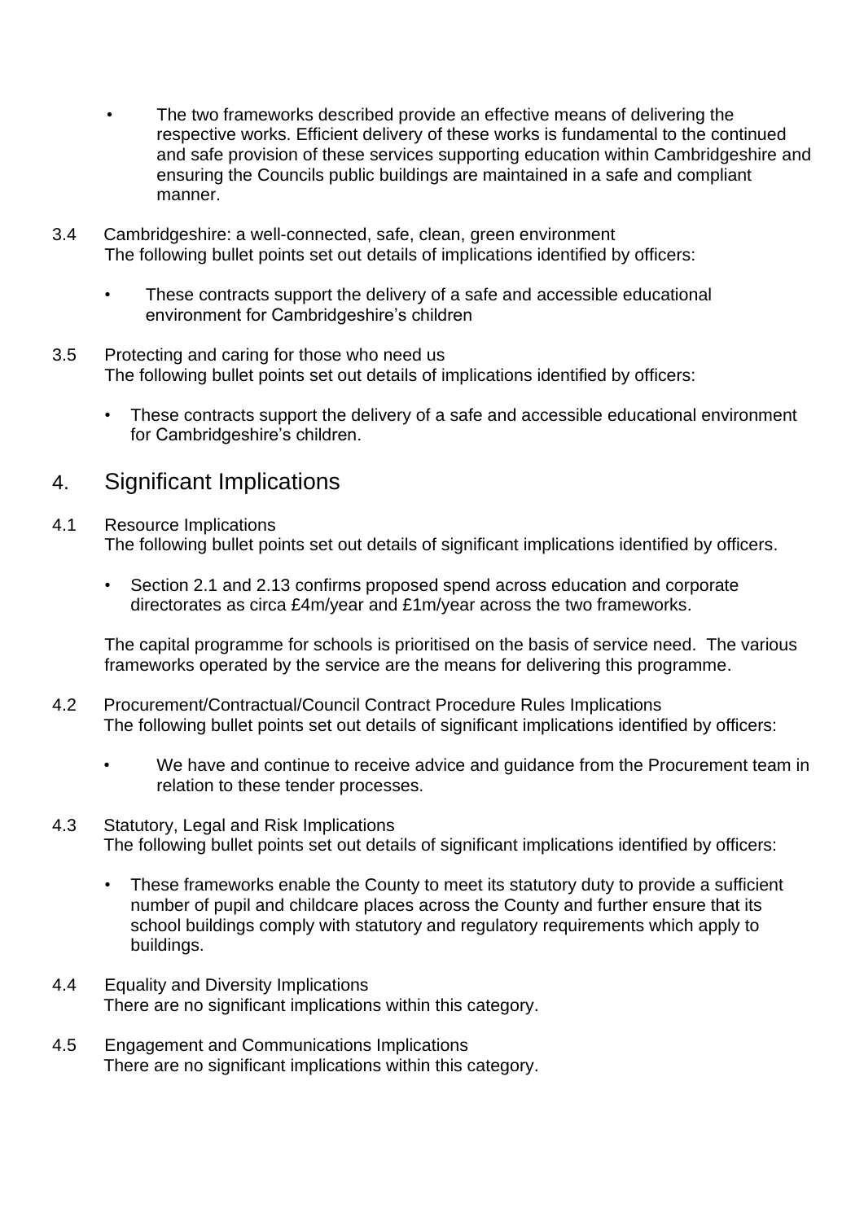- The two frameworks described provide an effective means of delivering the respective works. Efficient delivery of these works is fundamental to the continued and safe provision of these services supporting education within Cambridgeshire and ensuring the Councils public buildings are maintained in a safe and compliant manner.

3.4 Cambridgeshire: a well-connected, safe, clean, green environment
The following bullet points set out details of implications identified by officers:

- These contracts support the delivery of a safe and accessible educational environment for Cambridgeshire's children

3.5 Protecting and caring for those who need us
The following bullet points set out details of implications identified by officers:

- These contracts support the delivery of a safe and accessible educational environment for Cambridgeshire's children.

## 4. Significant Implications

4.1 Resource Implications
The following bullet points set out details of significant implications identified by officers.

- Section 2.1 and 2.13 confirms proposed spend across education and corporate directorates as circa £4m/year and £1m/year across the two frameworks.

The capital programme for schools is prioritised on the basis of service need. The various frameworks operated by the service are the means for delivering this programme.

4.2 Procurement/Contractual/Council Contract Procedure Rules Implications
The following bullet points set out details of significant implications identified by officers:

- We have and continue to receive advice and guidance from the Procurement team in relation to these tender processes.

4.3 Statutory, Legal and Risk Implications
The following bullet points set out details of significant implications identified by officers:

- These frameworks enable the County to meet its statutory duty to provide a sufficient number of pupil and childcare places across the County and further ensure that its school buildings comply with statutory and regulatory requirements which apply to buildings.

4.4 Equality and Diversity Implications
There are no significant implications within this category.

4.5 Engagement and Communications Implications
There are no significant implications within this category.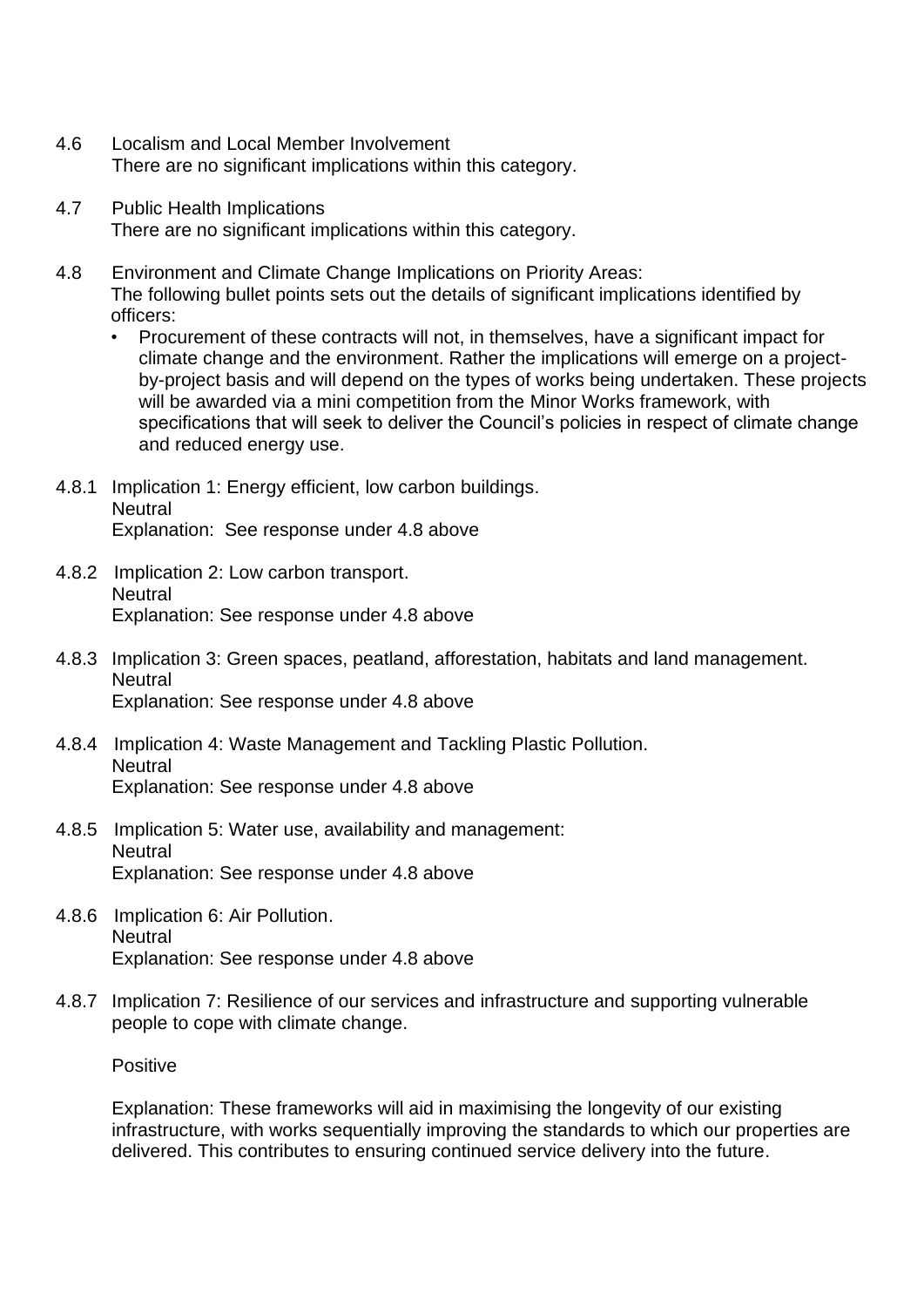4.6 Localism and Local Member Involvement
There are no significant implications within this category.

4.7 Public Health Implications
There are no significant implications within this category.

4.8 Environment and Climate Change Implications on Priority Areas:
The following bullet points sets out the details of significant implications identified by officers:

- Procurement of these contracts will not, in themselves, have a significant impact for climate change and the environment. Rather the implications will emerge on a project-by-project basis and will depend on the types of works being undertaken. These projects will be awarded via a mini competition from the Minor Works framework, with specifications that will seek to deliver the Council's policies in respect of climate change and reduced energy use.

4.8.1 Implication 1: Energy efficient, low carbon buildings.
Neutral
Explanation: See response under 4.8 above

4.8.2 Implication 2: Low carbon transport.
Neutral
Explanation: See response under 4.8 above

4.8.3 Implication 3: Green spaces, peatland, afforestation, habitats and land management.
Neutral
Explanation: See response under 4.8 above

4.8.4 Implication 4: Waste Management and Tackling Plastic Pollution.
Neutral
Explanation: See response under 4.8 above

4.8.5 Implication 5: Water use, availability and management:
Neutral
Explanation: See response under 4.8 above

4.8.6 Implication 6: Air Pollution.
Neutral
Explanation: See response under 4.8 above

4.8.7 Implication 7: Resilience of our services and infrastructure and supporting vulnerable people to cope with climate change.

Positive

Explanation: These frameworks will aid in maximising the longevity of our existing infrastructure, with works sequentially improving the standards to which our properties are delivered. This contributes to ensuring continued service delivery into the future.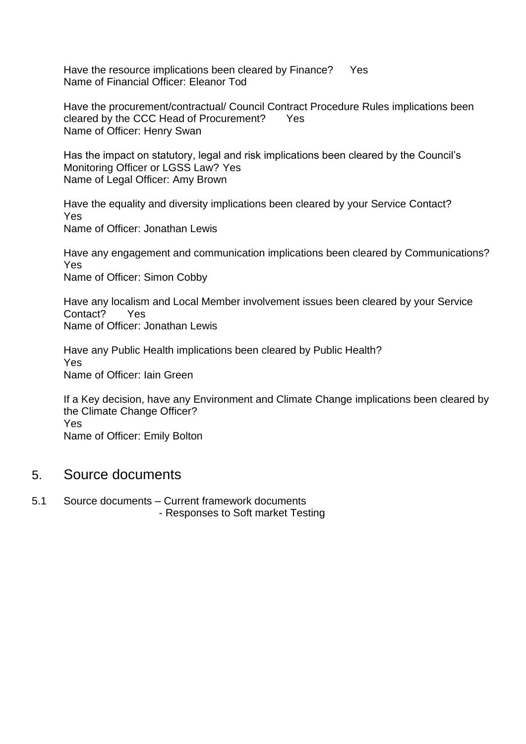Have the resource implications been cleared by Finance? Yes
Name of Financial Officer: Eleanor Tod

Have the procurement/contractual/ Council Contract Procedure Rules implications been cleared by the CCC Head of Procurement? Yes
Name of Officer: Henry Swan

Has the impact on statutory, legal and risk implications been cleared by the Council's Monitoring Officer or LGSS Law? Yes
Name of Legal Officer: Amy Brown

Have the equality and diversity implications been cleared by your Service Contact?
Yes
Name of Officer: Jonathan Lewis

Have any engagement and communication implications been cleared by Communications?
Yes
Name of Officer: Simon Cobby

Have any localism and Local Member involvement issues been cleared by your Service Contact? Yes
Name of Officer: Jonathan Lewis

Have any Public Health implications been cleared by Public Health?
Yes
Name of Officer: Iain Green

If a Key decision, have any Environment and Climate Change implications been cleared by the Climate Change Officer?
Yes
Name of Officer: Emily Bolton

## 5. Source documents

5.1 Source documents – Current framework documents
- Responses to Soft market Testing